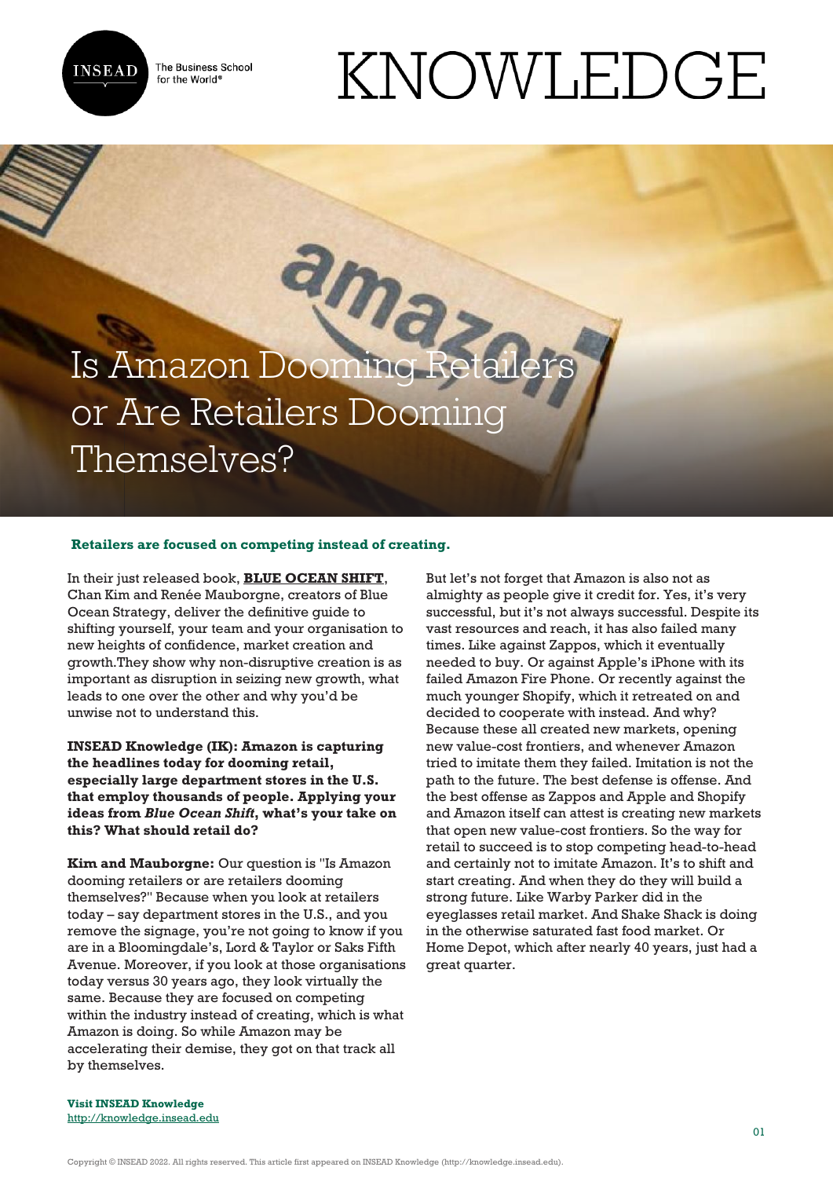# Is Amazon Dooming Retailers or Are Retailers Dooming Themselves?

**Retailers are focused on competing instead of creating.**

In their just released book, **BLUE OCEAN SHIFT**, Chan Kim and Renée Mauborgne, creators of Blue Ocean Strategy, deliver the definitive guide to shifting yourself, your team and your organisation to new heights of confidence, market creation and growth.They show why non-disruptive creation is as important as disruption in seizing new growth, what leads to one over the other and why you'd be unwise not to understand this.

**INSEAD Knowledge (IK): Amazon is capturing the headlines today for dooming retail, especially large department stores in the U.S. that employ thousands of people. Applying your ideas from *Blue Ocean Shift*, what's your take on this? What should retail do?**

**Kim and Mauborgne:** Our question is "Is Amazon dooming retailers or are retailers dooming themselves?" Because when you look at retailers today – say department stores in the U.S., and you remove the signage, you're not going to know if you are in a Bloomingdale's, Lord & Taylor or Saks Fifth Avenue. Moreover, if you look at those organisations today versus 30 years ago, they look virtually the same. Because they are focused on competing within the industry instead of creating, which is what Amazon is doing. So while Amazon may be accelerating their demise, they got on that track all by themselves.

But let's not forget that Amazon is also not as almighty as people give it credit for. Yes, it's very successful, but it's not always successful. Despite its vast resources and reach, it has also failed many times. Like against Zappos, which it eventually needed to buy. Or against Apple's iPhone with its failed Amazon Fire Phone. Or recently against the much younger Shopify, which it retreated on and decided to cooperate with instead. And why? Because these all created new markets, opening new value-cost frontiers, and whenever Amazon tried to imitate them they failed. Imitation is not the path to the future. The best defense is offense. And the best offense as Zappos and Apple and Shopify and Amazon itself can attest is creating new markets that open new value-cost frontiers. So the way for retail to succeed is to stop competing head-to-head and certainly not to imitate Amazon. It's to shift and start creating. And when they do they will build a strong future. Like Warby Parker did in the eyeglasses retail market. And Shake Shack is doing in the otherwise saturated fast food market. Or Home Depot, which after nearly 40 years, just had a great quarter.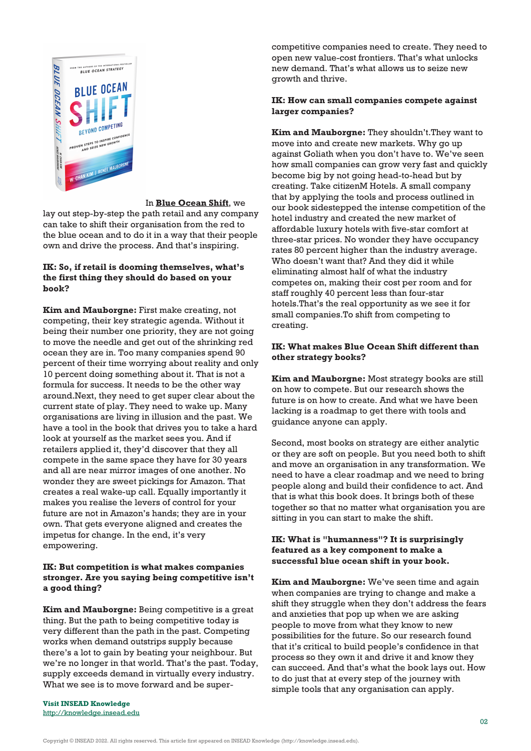In **Blue Ocean Shift**, we lay out step-by-step the path retail and any company can take to shift their organisation from the red to the blue ocean and to do it in a way that their people own and drive the process. And that's inspiring.

**IK: So, if retail is dooming themselves, what's the first thing they should do based on your book?**

**Kim and Mauborgne:** First make creating, not competing, their key strategic agenda. Without it being their number one priority, they are not going to move the needle and get out of the shrinking red ocean they are in. Too many companies spend 90 percent of their time worrying about reality and only 10 percent doing something about it. That is not a formula for success. It needs to be the other way around.Next, they need to get super clear about the current state of play. They need to wake up. Many organisations are living in illusion and the past. We have a tool in the book that drives you to take a hard look at yourself as the market sees you. And if retailers applied it, they'd discover that they all compete in the same space they have for 30 years and all are near mirror images of one another. No wonder they are sweet pickings for Amazon. That creates a real wake-up call. Equally importantly it makes you realise the levers of control for your future are not in Amazon's hands; they are in your own. That gets everyone aligned and creates the impetus for change. In the end, it's very empowering.

**IK: But competition is what makes companies stronger. Are you saying being competitive isn't a good thing?**

**Kim and Mauborgne:** Being competitive is a great thing. But the path to being competitive today is very different than the path in the past. Competing works when demand outstrips supply because there's a lot to gain by beating your neighbour. But we're no longer in that world. That's the past. Today, supply exceeds demand in virtually every industry. What we see is to move forward and be super-competitive companies need to create. They need to open new value-cost frontiers. That's what unlocks new demand. That's what allows us to seize new growth and thrive.

**IK: How can small companies compete against larger companies?**

**Kim and Mauborgne:** They shouldn't.They want to move into and create new markets. Why go up against Goliath when you don't have to. We've seen how small companies can grow very fast and quickly become big by not going head-to-head but by creating. Take citizenM Hotels. A small company that by applying the tools and process outlined in our book sidestepped the intense competition of the hotel industry and created the new market of affordable luxury hotels with five-star comfort at three-star prices. No wonder they have occupancy rates 80 percent higher than the industry average. Who doesn't want that? And they did it while eliminating almost half of what the industry competes on, making their cost per room and for staff roughly 40 percent less than four-star hotels.That's the real opportunity as we see it for small companies.To shift from competing to creating.

**IK: What makes Blue Ocean Shift different than other strategy books?**

**Kim and Mauborgne:** Most strategy books are still on how to compete. But our research shows the future is on how to create. And what we have been lacking is a roadmap to get there with tools and guidance anyone can apply.

Second, most books on strategy are either analytic or they are soft on people. But you need both to shift and move an organisation in any transformation. We need to have a clear roadmap and we need to bring people along and build their confidence to act. And that is what this book does. It brings both of these together so that no matter what organisation you are sitting in you can start to make the shift.

**IK: What is "humanness"? It is surprisingly featured as a key component to make a successful blue ocean shift in your book.**

**Kim and Mauborgne:** We've seen time and again when companies are trying to change and make a shift they struggle when they don't address the fears and anxieties that pop up when we are asking people to move from what they know to new possibilities for the future. So our research found that it's critical to build people's confidence in that process so they own it and drive it and know they can succeed. And that's what the book lays out. How to do just that at every step of the journey with simple tools that any organisation can apply.

**Visit INSEAD Knowledge**
http://knowledge.insead.edu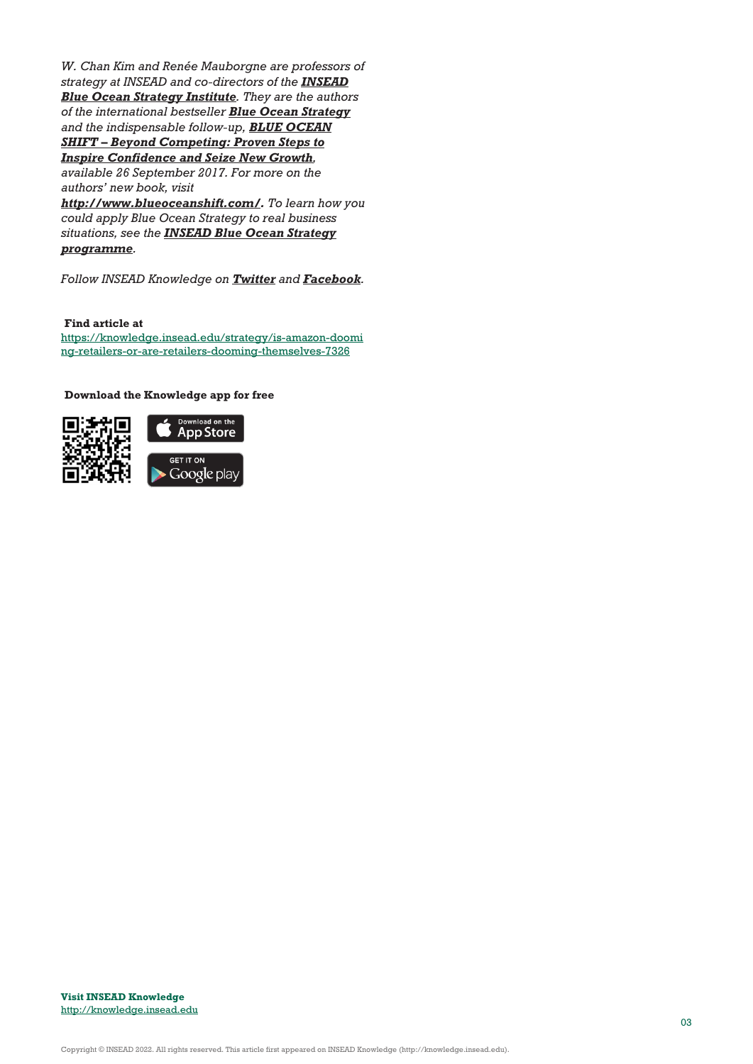*W. Chan Kim and Renée Mauborgne are professors of strategy at INSEAD and co-directors of the **INSEAD Blue Ocean Strategy Institute**. They are the authors of the international bestseller **Blue Ocean Strategy** and the indispensable follow-up, **BLUE OCEAN SHIFT – Beyond Competing: Proven Steps to Inspire Confidence and Seize New Growth**, available 26 September 2017. For more on the authors' new book, visit **http://www.blueoceanshift.com/**. To learn how you could apply Blue Ocean Strategy to real business situations, see the **INSEAD Blue Ocean Strategy programme**.*

*Follow INSEAD Knowledge on **Twitter** and **Facebook**.*

**Find article at**
https://knowledge.insead.edu/strategy/is-amazon-dooming-retailers-or-are-retailers-dooming-themselves-7326

**Download the Knowledge app for free**

**Visit INSEAD Knowledge**
http://knowledge.insead.edu

Copyright © INSEAD 2022. All rights reserved. This article first appeared on INSEAD Knowledge (http://knowledge.insead.edu).